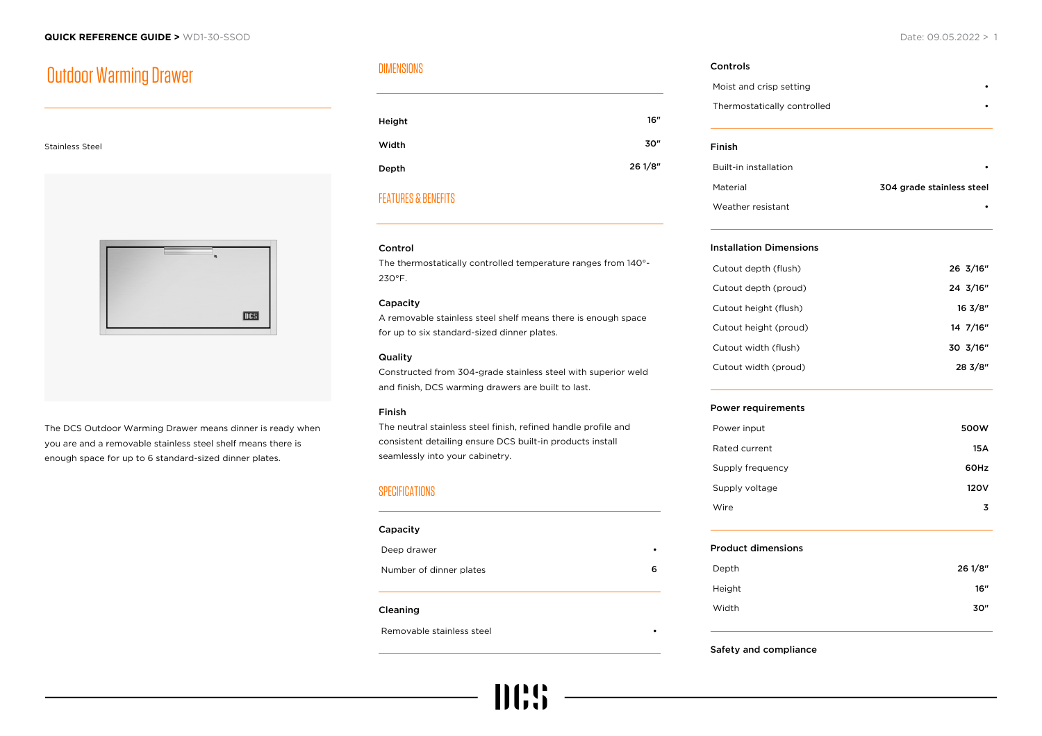**QUICK REFERENCE GUIDE >** WD1-30-SSOD

Date: 09.05.2022

# Outdoor Warming Drawer

Stainless Steel

The DCS Outdoor Warming Drawer means dinner is ready when you are and a removable stainless steel shelf means there is enough space for up to 6 standard-sized dinner plates.

## DIMENSIONS

| | |
|---|---|
| **Height** | 16" |
| **Width** | 30" |
| **Depth** | 26 1/8" |

## FEATURES & BENEFITS

**Control**
The thermostatically controlled temperature ranges from 140°-230°F.

**Capacity**
A removable stainless steel shelf means there is enough space for up to six standard-sized dinner plates.

**Quality**
Constructed from 304-grade stainless steel with superior weld and finish, DCS warming drawers are built to last.

**Finish**
The neutral stainless steel finish, refined handle profile and consistent detailing ensure DCS built-in products install seamlessly into your cabinetry.

## SPECIFICATIONS

**Capacity**

| | |
|---|---|
| Deep drawer | • |
| Number of dinner plates | 6 |

**Cleaning**

| | |
|---|---|
| Removable stainless steel | • |

**Controls**

| | |
|---|---|
| Moist and crisp setting | • |
| Thermostatically controlled | • |

**Finish**

| | |
|---|---|
| Built-in installation | • |
| Material | 304 grade stainless steel |
| Weather resistant | • |

**Installation Dimensions**

| | |
|---|---|
| Cutout depth (flush) | 26 3/16" |
| Cutout depth (proud) | 24 3/16" |
| Cutout height (flush) | 16 3/8" |
| Cutout height (proud) | 14 7/16" |
| Cutout width (flush) | 30 3/16" |
| Cutout width (proud) | 28 3/8" |

**Power requirements**

| | |
|---|---|
| Power input | 500W |
| Rated current | 15A |
| Supply frequency | 60Hz |
| Supply voltage | 120V |
| Wire | 3 |

**Product dimensions**

| | |
|---|---|
| Depth | 26 1/8" |
| Height | 16" |
| Width | 30" |

**Safety and compliance**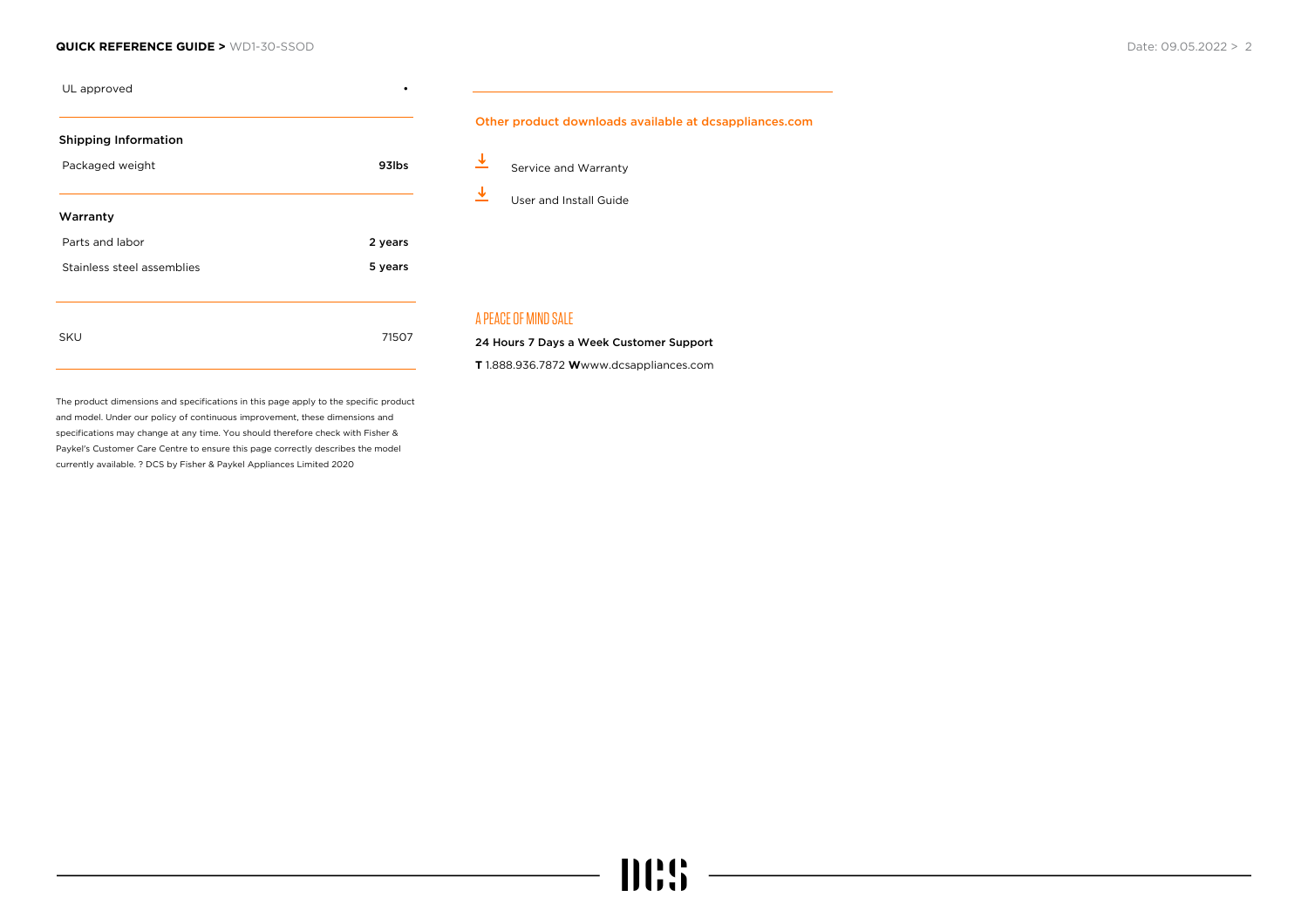| | |
|---|---|
| UL approved | • |

### Shipping Information

| | |
|---|---|
| Packaged weight | 93lbs |

### Warranty

| | |
|---|---|
| Parts and labor | 2 years |
| Stainless steel assemblies | 5 years |

| | |
|---|---|
| SKU | 71507 |

The product dimensions and specifications in this page apply to the specific product and model. Under our policy of continuous improvement, these dimensions and specifications may change at any time. You should therefore check with Fisher & Paykel's Customer Care Centre to ensure this page correctly describes the model currently available. ? DCS by Fisher & Paykel Appliances Limited 2020

**Other product downloads available at dcsappliances.com**

- Service and Warranty
- User and Install Guide

## A PEACE OF MIND SALE

**24 Hours 7 Days a Week Customer Support**

**T** 1.888.936.7872 **W**www.dcsappliances.com